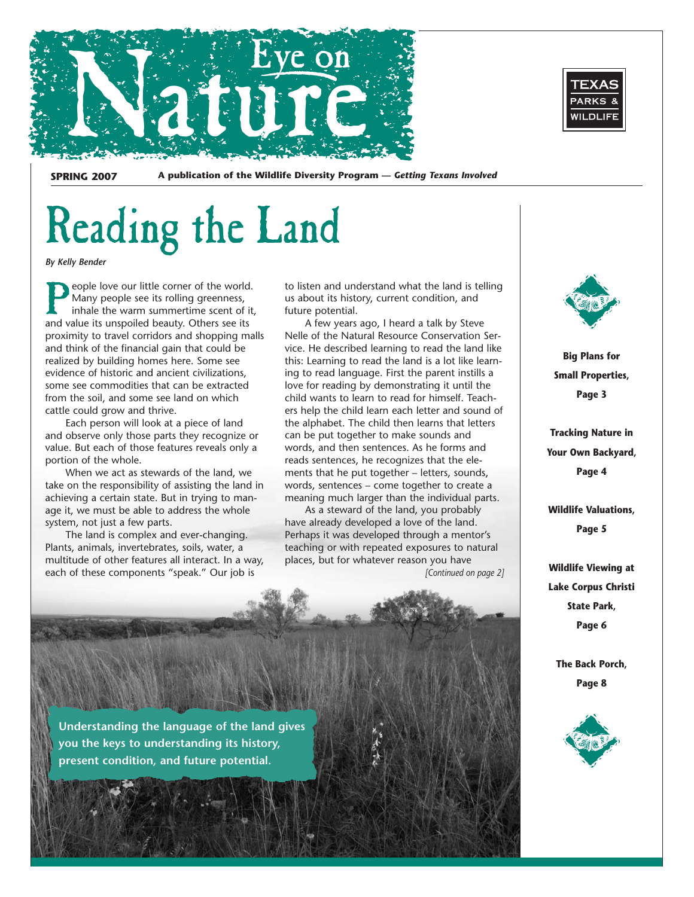# Eye on Nature

**SPRING 2007** **A publication of the Wildlife Diversity Program — *Getting Texans Involved***

# Reading the Land

*By Kelly Bender*

People love our little corner of the world. Many people see its rolling greenness, inhale the warm summertime scent of it, and value its unspoiled beauty. Others see its proximity to travel corridors and shopping malls and think of the financial gain that could be realized by building homes here. Some see evidence of historic and ancient civilizations, some see commodities that can be extracted from the soil, and some see land on which cattle could grow and thrive.

Each person will look at a piece of land and observe only those parts they recognize or value. But each of those features reveals only a portion of the whole.

When we act as stewards of the land, we take on the responsibility of assisting the land in achieving a certain state. But in trying to manage it, we must be able to address the whole system, not just a few parts.

The land is complex and ever-changing. Plants, animals, invertebrates, soils, water, a multitude of other features all interact. In a way, each of these components "speak." Our job is to listen and understand what the land is telling us about its history, current condition, and future potential.

A few years ago, I heard a talk by Steve Nelle of the Natural Resource Conservation Service. He described learning to read the land like this: Learning to read the land is a lot like learning to read language. First the parent instills a love for reading by demonstrating it until the child wants to learn to read for himself. Teachers help the child learn each letter and sound of the alphabet. The child then learns that letters can be put together to make sounds and words, and then sentences. As he forms and reads sentences, he recognizes that the elements that he put together – letters, sounds, words, sentences – come together to create a meaning much larger than the individual parts.

As a steward of the land, you probably have already developed a love of the land. Perhaps it was developed through a mentor's teaching or with repeated exposures to natural places, but for whatever reason you have

*[Continued on page 2]*

**Understanding the language of the land gives you the keys to understanding its history, present condition, and future potential.**

**Big Plans for Small Properties, Page 3**

**Tracking Nature in Your Own Backyard, Page 4**

**Wildlife Valuations, Page 5**

**Wildlife Viewing at Lake Corpus Christi State Park, Page 6**

**The Back Porch, Page 8**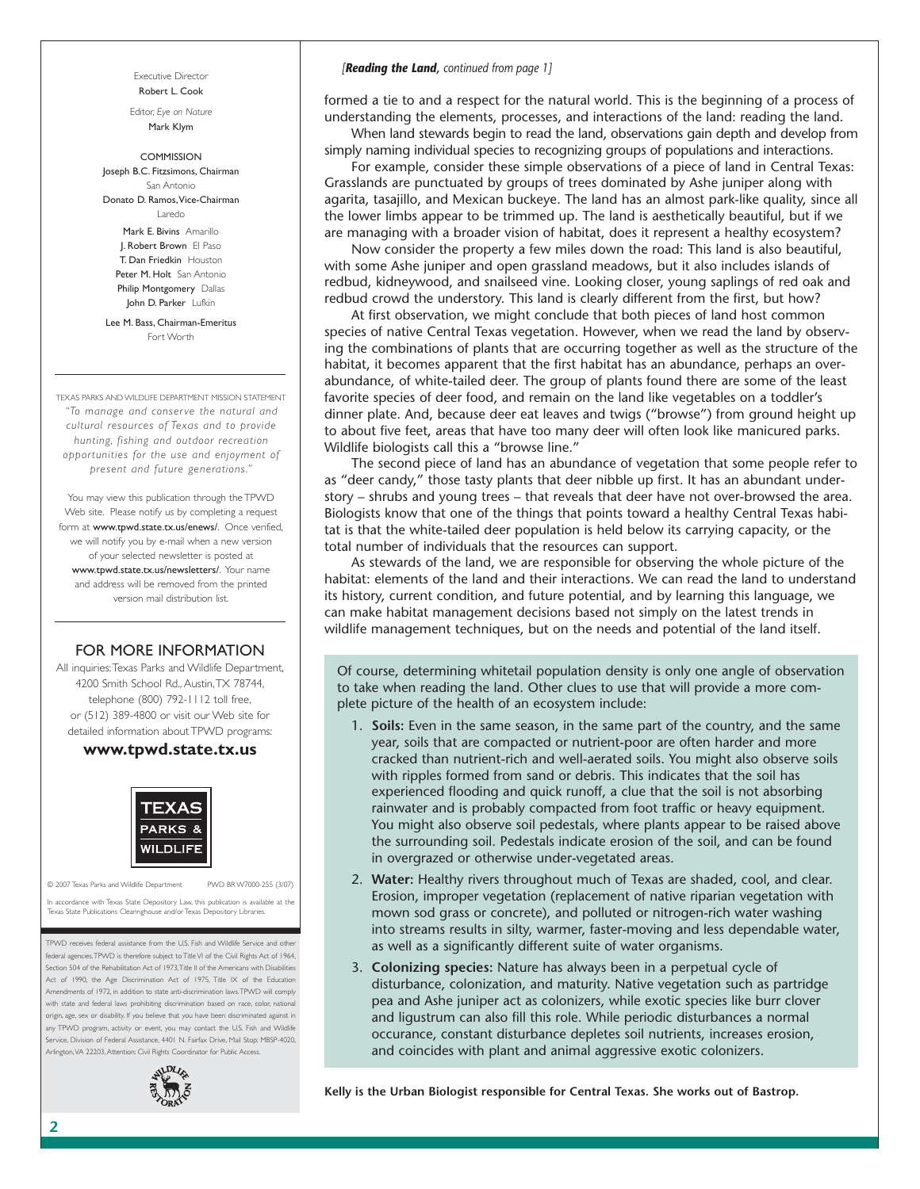Executive Director
Robert L. Cook

Editor, *Eye on Nature*
Mark Klym

COMMISSION
Joseph B.C. Fitzsimons, Chairman
San Antonio
Donato D. Ramos, Vice-Chairman
Laredo
Mark E. Bivins Amarillo
J. Robert Brown El Paso
T. Dan Friedkin Houston
Peter M. Holt San Antonio
Philip Montgomery Dallas
John D. Parker Lufkin

Lee M. Bass, Chairman-Emeritus
Fort Worth

TEXAS PARKS AND WILDLIFE DEPARTMENT MISSION STATEMENT
*"To manage and conserve the natural and cultural resources of Texas and to provide hunting, fishing and outdoor recreation opportunities for the use and enjoyment of present and future generations."*

You may view this publication through the TPWD Web site. Please notify us by completing a request form at www.tpwd.state.tx.us/enews/. Once verified, we will notify you by e-mail when a new version of your selected newsletter is posted at www.tpwd.state.tx.us/newsletters/. Your name and address will be removed from the printed version mail distribution list.

## FOR MORE INFORMATION

All inquiries: Texas Parks and Wildlife Department, 4200 Smith School Rd., Austin, TX 78744, telephone (800) 792-1112 toll free, or (512) 389-4800 or visit our Web site for detailed information about TPWD programs:

**www.tpwd.state.tx.us**

© 2007 Texas Parks and Wildlife Department PWD BR W7000-255 (3/07)

In accordance with Texas State Depository Law, this publication is available at the Texas State Publications Clearinghouse and/or Texas Depository Libraries.

TPWD receives federal assistance from the U.S. Fish and Wildlife Service and other federal agencies. TPWD is therefore subject to Title VI of the Civil Rights Act of 1964, Section 504 of the Rehabilitation Act of 1973, Title II of the Americans with Disabilities Act of 1990, the Age Discrimination Act of 1975, Title IX of the Education Amendments of 1972, in addition to state anti-discrimination laws. TPWD will comply with state and federal laws prohibiting discrimination based on race, color, national origin, age, sex or disability. If you believe that you have been discriminated against in any TPWD program, activity or event, you may contact the U.S. Fish and Wildlife Service, Division of Federal Assistance, 4401 N. Fairfax Drive, Mail Stop: MBSP-4020, Arlington, VA 22203, Attention: Civil Rights Coordinator for Public Access.

*[**Reading the Land**, continued from page 1]*

formed a tie to and a respect for the natural world. This is the beginning of a process of understanding the elements, processes, and interactions of the land: reading the land.

When land stewards begin to read the land, observations gain depth and develop from simply naming individual species to recognizing groups of populations and interactions.

For example, consider these simple observations of a piece of land in Central Texas: Grasslands are punctuated by groups of trees dominated by Ashe juniper along with agarita, tasajillo, and Mexican buckeye. The land has an almost park-like quality, since all the lower limbs appear to be trimmed up. The land is aesthetically beautiful, but if we are managing with a broader vision of habitat, does it represent a healthy ecosystem?

Now consider the property a few miles down the road: This land is also beautiful, with some Ashe juniper and open grassland meadows, but it also includes islands of redbud, kidneywood, and snailseed vine. Looking closer, young saplings of red oak and redbud crowd the understory. This land is clearly different from the first, but how?

At first observation, we might conclude that both pieces of land host common species of native Central Texas vegetation. However, when we read the land by observing the combinations of plants that are occurring together as well as the structure of the habitat, it becomes apparent that the first habitat has an abundance, perhaps an overabundance, of white-tailed deer. The group of plants found there are some of the least favorite species of deer food, and remain on the land like vegetables on a toddler's dinner plate. And, because deer eat leaves and twigs ("browse") from ground height up to about five feet, areas that have too many deer will often look like manicured parks. Wildlife biologists call this a "browse line."

The second piece of land has an abundance of vegetation that some people refer to as "deer candy," those tasty plants that deer nibble up first. It has an abundant understory – shrubs and young trees – that reveals that deer have not over-browsed the area. Biologists know that one of the things that points toward a healthy Central Texas habitat is that the white-tailed deer population is held below its carrying capacity, or the total number of individuals that the resources can support.

As stewards of the land, we are responsible for observing the whole picture of the habitat: elements of the land and their interactions. We can read the land to understand its history, current condition, and future potential, and by learning this language, we can make habitat management decisions based not simply on the latest trends in wildlife management techniques, but on the needs and potential of the land itself.

Of course, determining whitetail population density is only one angle of observation to take when reading the land. Other clues to use that will provide a more complete picture of the health of an ecosystem include:

1. **Soils:** Even in the same season, in the same part of the country, and the same year, soils that are compacted or nutrient-poor are often harder and more cracked than nutrient-rich and well-aerated soils. You might also observe soils with ripples formed from sand or debris. This indicates that the soil has experienced flooding and quick runoff, a clue that the soil is not absorbing rainwater and is probably compacted from foot traffic or heavy equipment. You might also observe soil pedestals, where plants appear to be raised above the surrounding soil. Pedestals indicate erosion of the soil, and can be found in overgrazed or otherwise under-vegetated areas.
2. **Water:** Healthy rivers throughout much of Texas are shaded, cool, and clear. Erosion, improper vegetation (replacement of native riparian vegetation with mown sod grass or concrete), and polluted or nitrogen-rich water washing into streams results in silty, warmer, faster-moving and less dependable water, as well as a significantly different suite of water organisms.
3. **Colonizing species:** Nature has always been in a perpetual cycle of disturbance, colonization, and maturity. Native vegetation such as partridge pea and Ashe juniper act as colonizers, while exotic species like burr clover and ligustrum can also fill this role. While periodic disturbances a normal occurance, constant disturbance depletes soil nutrients, increases erosion, and coincides with plant and animal aggressive exotic colonizers.

**Kelly is the Urban Biologist responsible for Central Texas. She works out of Bastrop.**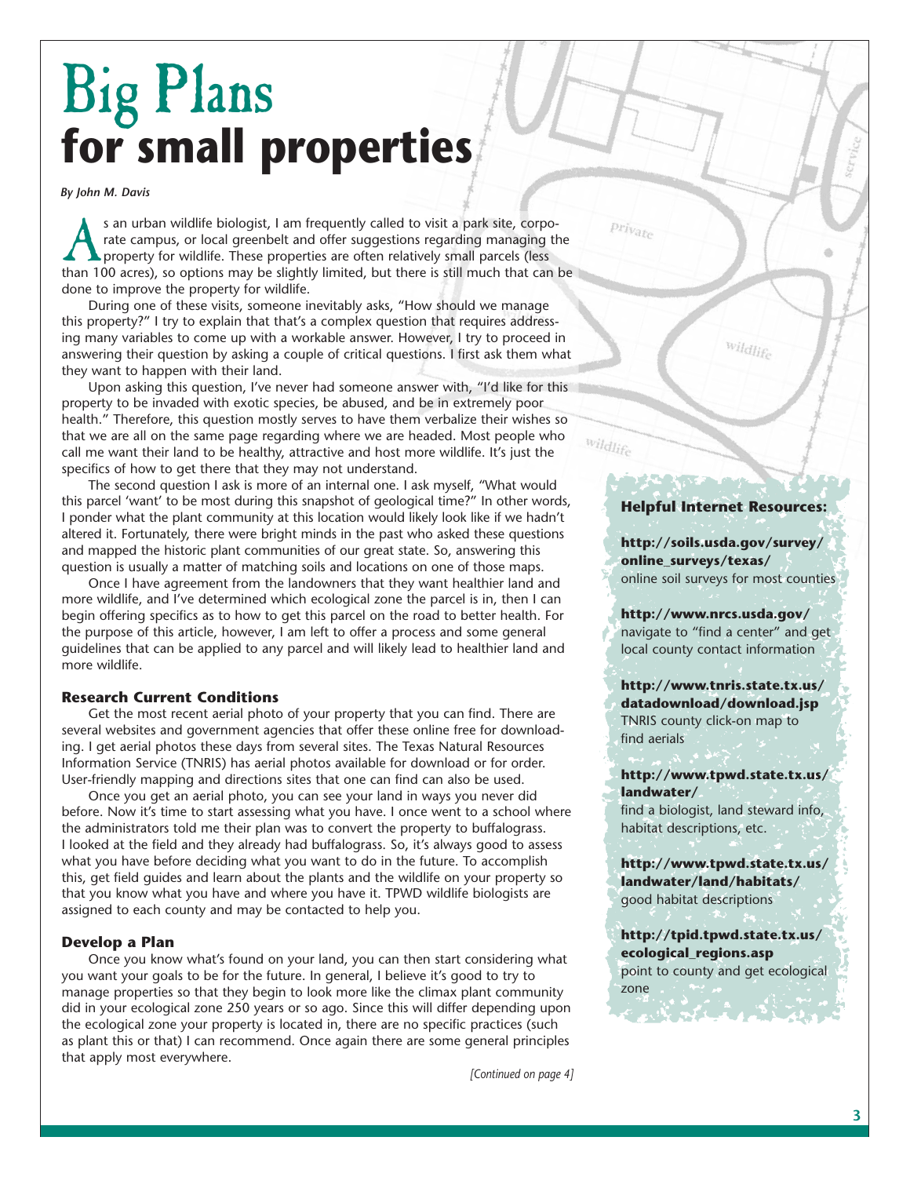# Big Plans
# for small properties

*By John M. Davis*

As an urban wildlife biologist, I am frequently called to visit a park site, corporate campus, or local greenbelt and offer suggestions regarding managing the property for wildlife. These properties are often relatively small parcels (less than 100 acres), so options may be slightly limited, but there is still much that can be done to improve the property for wildlife.

During one of these visits, someone inevitably asks, "How should we manage this property?" I try to explain that that's a complex question that requires addressing many variables to come up with a workable answer. However, I try to proceed in answering their question by asking a couple of critical questions. I first ask them what they want to happen with their land.

Upon asking this question, I've never had someone answer with, "I'd like for this property to be invaded with exotic species, be abused, and be in extremely poor health." Therefore, this question mostly serves to have them verbalize their wishes so that we are all on the same page regarding where we are headed. Most people who call me want their land to be healthy, attractive and host more wildlife. It's just the specifics of how to get there that they may not understand.

The second question I ask is more of an internal one. I ask myself, "What would this parcel 'want' to be most during this snapshot of geological time?" In other words, I ponder what the plant community at this location would likely look like if we hadn't altered it. Fortunately, there were bright minds in the past who asked these questions and mapped the historic plant communities of our great state. So, answering this question is usually a matter of matching soils and locations on one of those maps.

Once I have agreement from the landowners that they want healthier land and more wildlife, and I've determined which ecological zone the parcel is in, then I can begin offering specifics as to how to get this parcel on the road to better health. For the purpose of this article, however, I am left to offer a process and some general guidelines that can be applied to any parcel and will likely lead to healthier land and more wildlife.

### Research Current Conditions

Get the most recent aerial photo of your property that you can find. There are several websites and government agencies that offer these online free for downloading. I get aerial photos these days from several sites. The Texas Natural Resources Information Service (TNRIS) has aerial photos available for download or for order. User-friendly mapping and directions sites that one can find can also be used.

Once you get an aerial photo, you can see your land in ways you never did before. Now it's time to start assessing what you have. I once went to a school where the administrators told me their plan was to convert the property to buffalograss. I looked at the field and they already had buffalograss. So, it's always good to assess what you have before deciding what you want to do in the future. To accomplish this, get field guides and learn about the plants and the wildlife on your property so that you know what you have and where you have it. TPWD wildlife biologists are assigned to each county and may be contacted to help you.

### Develop a Plan

Once you know what's found on your land, you can then start considering what you want your goals to be for the future. In general, I believe it's good to try to manage properties so that they begin to look more like the climax plant community did in your ecological zone 250 years or so ago. Since this will differ depending upon the ecological zone your property is located in, there are no specific practices (such as plant this or that) I can recommend. Once again there are some general principles that apply most everywhere.

*[Continued on page 4]*

### Helpful Internet Resources:

**http://soils.usda.gov/survey/online_surveys/texas/**
online soil surveys for most counties

**http://www.nrcs.usda.gov/**
navigate to "find a center" and get local county contact information

**http://www.tnris.state.tx.us/datadownload/download.jsp**
TNRIS county click-on map to find aerials

**http://www.tpwd.state.tx.us/landwater/**
find a biologist, land steward info, habitat descriptions, etc.

**http://www.tpwd.state.tx.us/landwater/land/habitats/**
good habitat descriptions

**http://tpid.tpwd.state.tx.us/ecological_regions.asp**
point to county and get ecological zone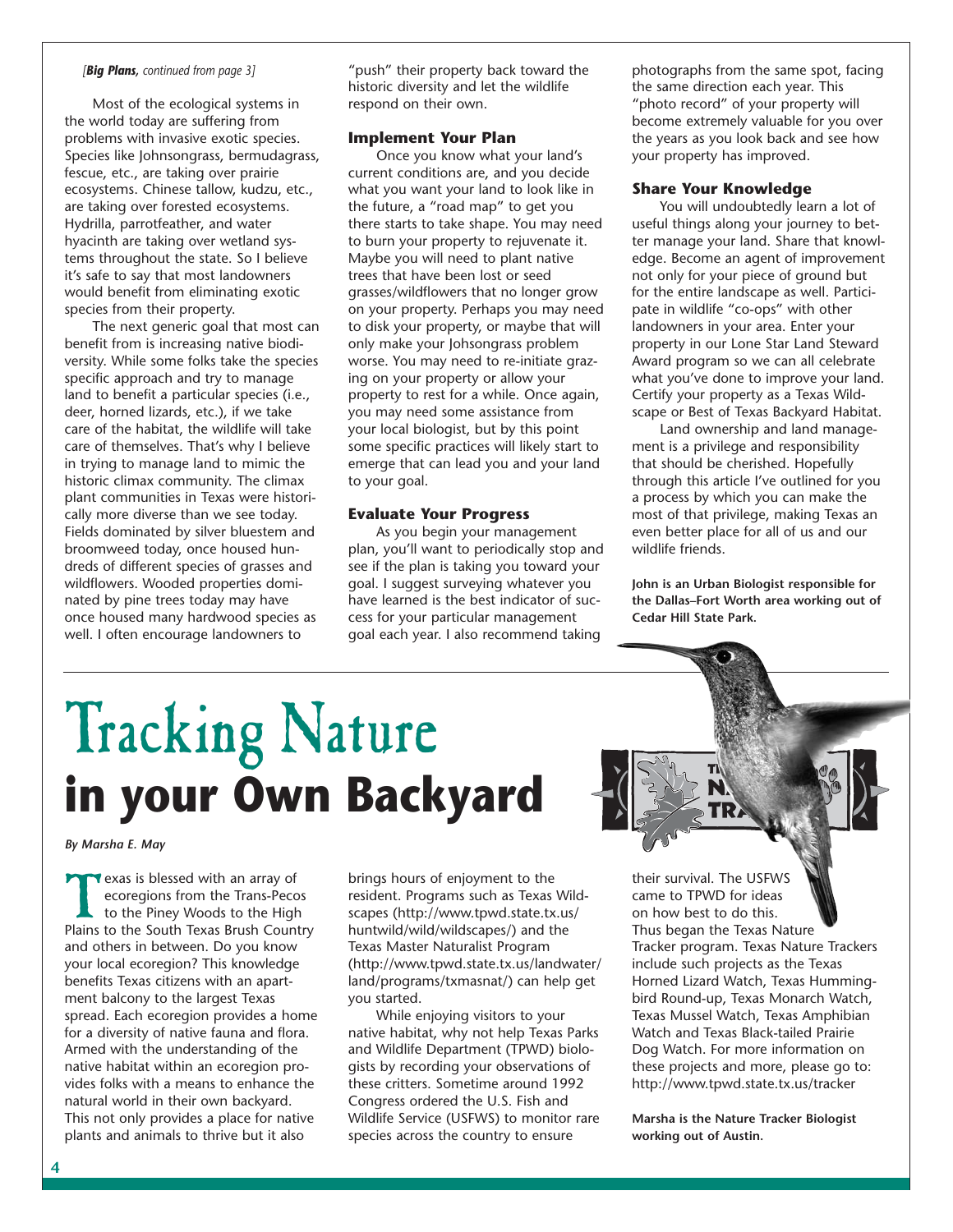*[**Big Plans,** continued from page 3]*

Most of the ecological systems in the world today are suffering from problems with invasive exotic species. Species like Johnsongrass, bermudagrass, fescue, etc., are taking over prairie ecosystems. Chinese tallow, kudzu, etc., are taking over forested ecosystems. Hydrilla, parrotfeather, and water hyacinth are taking over wetland systems throughout the state. So I believe it's safe to say that most landowners would benefit from eliminating exotic species from their property.

The next generic goal that most can benefit from is increasing native biodiversity. While some folks take the species specific approach and try to manage land to benefit a particular species (i.e., deer, horned lizards, etc.), if we take care of the habitat, the wildlife will take care of themselves. That's why I believe in trying to manage land to mimic the historic climax community. The climax plant communities in Texas were historically more diverse than we see today. Fields dominated by silver bluestem and broomweed today, once housed hundreds of different species of grasses and wildflowers. Wooded properties dominated by pine trees today may have once housed many hardwood species as well. I often encourage landowners to "push" their property back toward the historic diversity and let the wildlife respond on their own.

### Implement Your Plan

Once you know what your land's current conditions are, and you decide what you want your land to look like in the future, a "road map" to get you there starts to take shape. You may need to burn your property to rejuvenate it. Maybe you will need to plant native trees that have been lost or seed grasses/wildflowers that no longer grow on your property. Perhaps you may need to disk your property, or maybe that will only make your Johsongrass problem worse. You may need to re-initiate grazing on your property or allow your property to rest for a while. Once again, you may need some assistance from your local biologist, but by this point some specific practices will likely start to emerge that can lead you and your land to your goal.

### Evaluate Your Progress

As you begin your management plan, you'll want to periodically stop and see if the plan is taking you toward your goal. I suggest surveying whatever you have learned is the best indicator of success for your particular management goal each year. I also recommend taking photographs from the same spot, facing the same direction each year. This "photo record" of your property will become extremely valuable for you over the years as you look back and see how your property has improved.

### Share Your Knowledge

You will undoubtedly learn a lot of useful things along your journey to better manage your land. Share that knowledge. Become an agent of improvement not only for your piece of ground but for the entire landscape as well. Participate in wildlife "co-ops" with other landowners in your area. Enter your property in our Lone Star Land Steward Award program so we can all celebrate what you've done to improve your land. Certify your property as a Texas Wildscape or Best of Texas Backyard Habitat.

Land ownership and land management is a privilege and responsibility that should be cherished. Hopefully through this article I've outlined for you a process by which you can make the most of that privilege, making Texas an even better place for all of us and our wildlife friends.

**John is an Urban Biologist responsible for the Dallas–Fort Worth area working out of Cedar Hill State Park.**

# Tracking Nature in your Own Backyard

*By Marsha E. May*

Texas is blessed with an array of ecoregions from the Trans-Pecos to the Piney Woods to the High Plains to the South Texas Brush Country and others in between. Do you know your local ecoregion? This knowledge benefits Texas citizens with an apartment balcony to the largest Texas spread. Each ecoregion provides a home for a diversity of native fauna and flora. Armed with the understanding of the native habitat within an ecoregion provides folks with a means to enhance the natural world in their own backyard. This not only provides a place for native plants and animals to thrive but it also brings hours of enjoyment to the resident. Programs such as Texas Wildscapes (http://www.tpwd.state.tx.us/huntwild/wild/wildscapes/) and the Texas Master Naturalist Program (http://www.tpwd.state.tx.us/landwater/land/programs/txmasnat/) can help get you started.

While enjoying visitors to your native habitat, why not help Texas Parks and Wildlife Department (TPWD) biologists by recording your observations of these critters. Sometime around 1992 Congress ordered the U.S. Fish and Wildlife Service (USFWS) to monitor rare species across the country to ensure their survival. The USFWS came to TPWD for ideas on how best to do this. Thus began the Texas Nature Tracker program. Texas Nature Trackers include such projects as the Texas Horned Lizard Watch, Texas Hummingbird Round-up, Texas Monarch Watch, Texas Mussel Watch, Texas Amphibian Watch and Texas Black-tailed Prairie Dog Watch. For more information on these projects and more, please go to: http://www.tpwd.state.tx.us/tracker

**Marsha is the Nature Tracker Biologist working out of Austin.**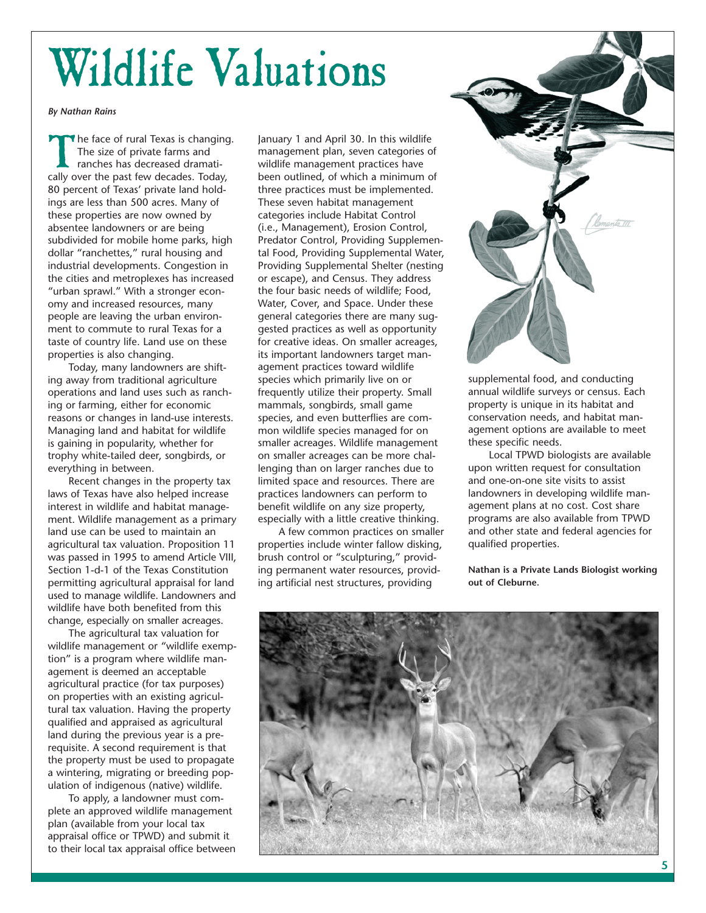# Wildlife Valuations

*By Nathan Rains*

The face of rural Texas is changing. The size of private farms and ranches has decreased dramatically over the past few decades. Today, 80 percent of Texas' private land holdings are less than 500 acres. Many of these properties are now owned by absentee landowners or are being subdivided for mobile home parks, high dollar "ranchettes," rural housing and industrial developments. Congestion in the cities and metroplexes has increased "urban sprawl." With a stronger economy and increased resources, many people are leaving the urban environment to commute to rural Texas for a taste of country life. Land use on these properties is also changing.

Today, many landowners are shifting away from traditional agriculture operations and land uses such as ranching or farming, either for economic reasons or changes in land-use interests. Managing land and habitat for wildlife is gaining in popularity, whether for trophy white-tailed deer, songbirds, or everything in between.

Recent changes in the property tax laws of Texas have also helped increase interest in wildlife and habitat management. Wildlife management as a primary land use can be used to maintain an agricultural tax valuation. Proposition 11 was passed in 1995 to amend Article VIII, Section 1-d-1 of the Texas Constitution permitting agricultural appraisal for land used to manage wildlife. Landowners and wildlife have both benefited from this change, especially on smaller acreages.

The agricultural tax valuation for wildlife management or "wildlife exemption" is a program where wildlife management is deemed an acceptable agricultural practice (for tax purposes) on properties with an existing agricultural tax valuation. Having the property qualified and appraised as agricultural land during the previous year is a prerequisite. A second requirement is that the property must be used to propagate a wintering, migrating or breeding population of indigenous (native) wildlife.

To apply, a landowner must complete an approved wildlife management plan (available from your local tax appraisal office or TPWD) and submit it to their local tax appraisal office between January 1 and April 30. In this wildlife management plan, seven categories of wildlife management practices have been outlined, of which a minimum of three practices must be implemented. These seven habitat management categories include Habitat Control (i.e., Management), Erosion Control, Predator Control, Providing Supplemental Food, Providing Supplemental Water, Providing Supplemental Shelter (nesting or escape), and Census. They address the four basic needs of wildlife; Food, Water, Cover, and Space. Under these general categories there are many suggested practices as well as opportunity for creative ideas. On smaller acreages, its important landowners target management practices toward wildlife species which primarily live on or frequently utilize their property. Small mammals, songbirds, small game species, and even butterflies are common wildlife species managed for on smaller acreages. Wildlife management on smaller acreages can be more challenging than on larger ranches due to limited space and resources. There are practices landowners can perform to benefit wildlife on any size property, especially with a little creative thinking.

A few common practices on smaller properties include winter fallow disking, brush control or "sculpturing," providing permanent water resources, providing artificial nest structures, providing supplemental food, and conducting annual wildlife surveys or census. Each property is unique in its habitat and conservation needs, and habitat management options are available to meet these specific needs.

Local TPWD biologists are available upon written request for consultation and one-on-one site visits to assist landowners in developing wildlife management plans at no cost. Cost share programs are also available from TPWD and other state and federal agencies for qualified properties.

**Nathan is a Private Lands Biologist working out of Cleburne.**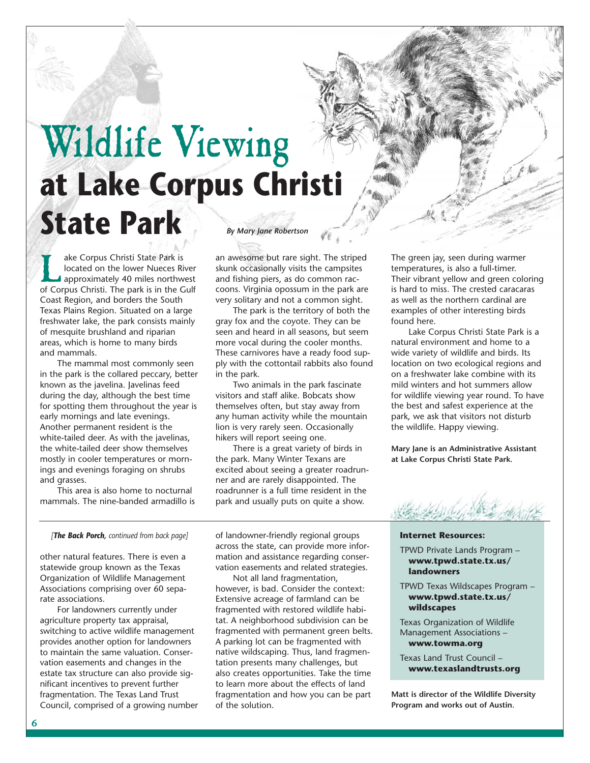# Wildlife Viewing at Lake Corpus Christi State Park

*By Mary Jane Robertson*

Lake Corpus Christi State Park is located on the lower Nueces River approximately 40 miles northwest of Corpus Christi. The park is in the Gulf Coast Region, and borders the South Texas Plains Region. Situated on a large freshwater lake, the park consists mainly of mesquite brushland and riparian areas, which is home to many birds and mammals.

The mammal most commonly seen in the park is the collared peccary, better known as the javelina. Javelinas feed during the day, although the best time for spotting them throughout the year is early mornings and late evenings. Another permanent resident is the white-tailed deer. As with the javelinas, the white-tailed deer show themselves mostly in cooler temperatures or mornings and evenings foraging on shrubs and grasses.

This area is also home to nocturnal mammals. The nine-banded armadillo is an awesome but rare sight. The striped skunk occasionally visits the campsites and fishing piers, as do common raccoons. Virginia opossum in the park are very solitary and not a common sight.

The park is the territory of both the gray fox and the coyote. They can be seen and heard in all seasons, but seem more vocal during the cooler months. These carnivores have a ready food supply with the cottontail rabbits also found in the park.

Two animals in the park fascinate visitors and staff alike. Bobcats show themselves often, but stay away from any human activity while the mountain lion is very rarely seen. Occasionally hikers will report seeing one.

There is a great variety of birds in the park. Many Winter Texans are excited about seeing a greater roadrunner and are rarely disappointed. The roadrunner is a full time resident in the park and usually puts on quite a show. The green jay, seen during warmer temperatures, is also a full-timer. Their vibrant yellow and green coloring is hard to miss. The crested caracaras as well as the northern cardinal are examples of other interesting birds found here.

Lake Corpus Christi State Park is a natural environment and home to a wide variety of wildlife and birds. Its location on two ecological regions and on a freshwater lake combine with its mild winters and hot summers allow for wildlife viewing year round. To have the best and safest experience at the park, we ask that visitors not disturb the wildlife. Happy viewing.

**Mary Jane is an Administrative Assistant at Lake Corpus Christi State Park.**

---

*[**The Back Porch**, continued from back page]*

other natural features. There is even a statewide group known as the Texas Organization of Wildlife Management Associations comprising over 60 separate associations.

For landowners currently under agriculture property tax appraisal, switching to active wildlife management provides another option for landowners to maintain the same valuation. Conservation easements and changes in the estate tax structure can also provide significant incentives to prevent further fragmentation. The Texas Land Trust Council, comprised of a growing number of landowner-friendly regional groups across the state, can provide more information and assistance regarding conservation easements and related strategies.

Not all land fragmentation, however, is bad. Consider the context: Extensive acreage of farmland can be fragmented with restored wildlife habitat. A neighborhood subdivision can be fragmented with permanent green belts. A parking lot can be fragmented with native wildscaping. Thus, land fragmentation presents many challenges, but also creates opportunities. Take the time to learn more about the effects of land fragmentation and how you can be part of the solution.

**Internet Resources:**

TPWD Private Lands Program – **www.tpwd.state.tx.us/landowners**

TPWD Texas Wildscapes Program – **www.tpwd.state.tx.us/wildscapes**

Texas Organization of Wildlife Management Associations – **www.towma.org**

Texas Land Trust Council – **www.texaslandtrusts.org**

**Matt is director of the Wildlife Diversity Program and works out of Austin.**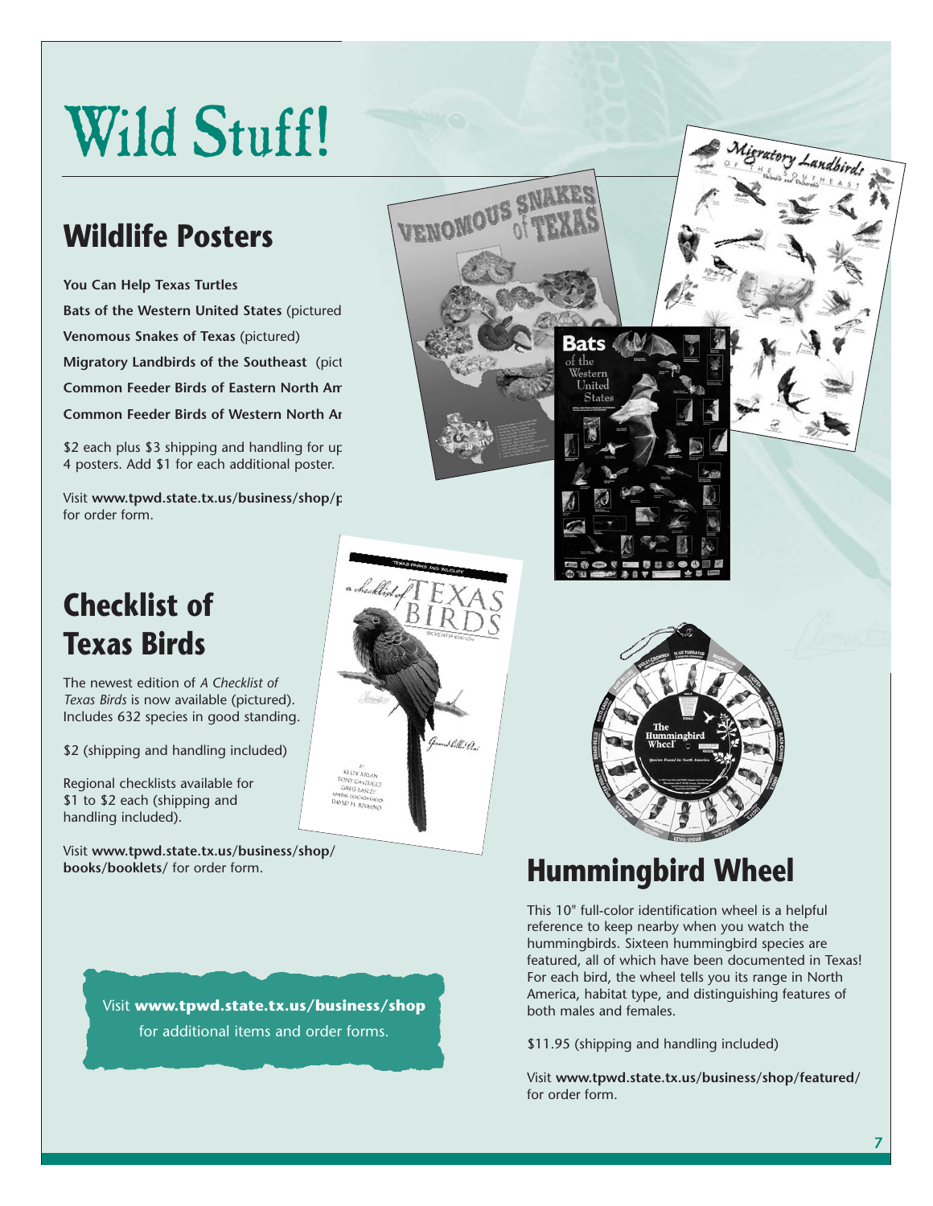# Wild Stuff!

## Wildlife Posters

**You Can Help Texas Turtles**

**Bats of the Western United States** (pictured

**Venomous Snakes of Texas** (pictured)

**Migratory Landbirds of the Southeast** (pict

**Common Feeder Birds of Eastern North Am**

**Common Feeder Birds of Western North Ar**

$2 each plus $3 shipping and handling for up 4 posters. Add $1 for each additional poster.

Visit **www.tpwd.state.tx.us/business/shop/p** for order form.

## Checklist of Texas Birds

The newest edition of *A Checklist of Texas Birds* is now available (pictured). Includes 632 species in good standing.

$2 (shipping and handling included)

Regional checklists available for $1 to $2 each (shipping and handling included).

Visit **www.tpwd.state.tx.us/business/shop/books/booklets/** for order form.

## Hummingbird Wheel

This 10" full-color identification wheel is a helpful reference to keep nearby when you watch the hummingbirds. Sixteen hummingbird species are featured, all of which have been documented in Texas! For each bird, the wheel tells you its range in North America, habitat type, and distinguishing features of both males and females.

$11.95 (shipping and handling included)

Visit **www.tpwd.state.tx.us/business/shop/featured/** for order form.

Visit **www.tpwd.state.tx.us/business/shop** for additional items and order forms.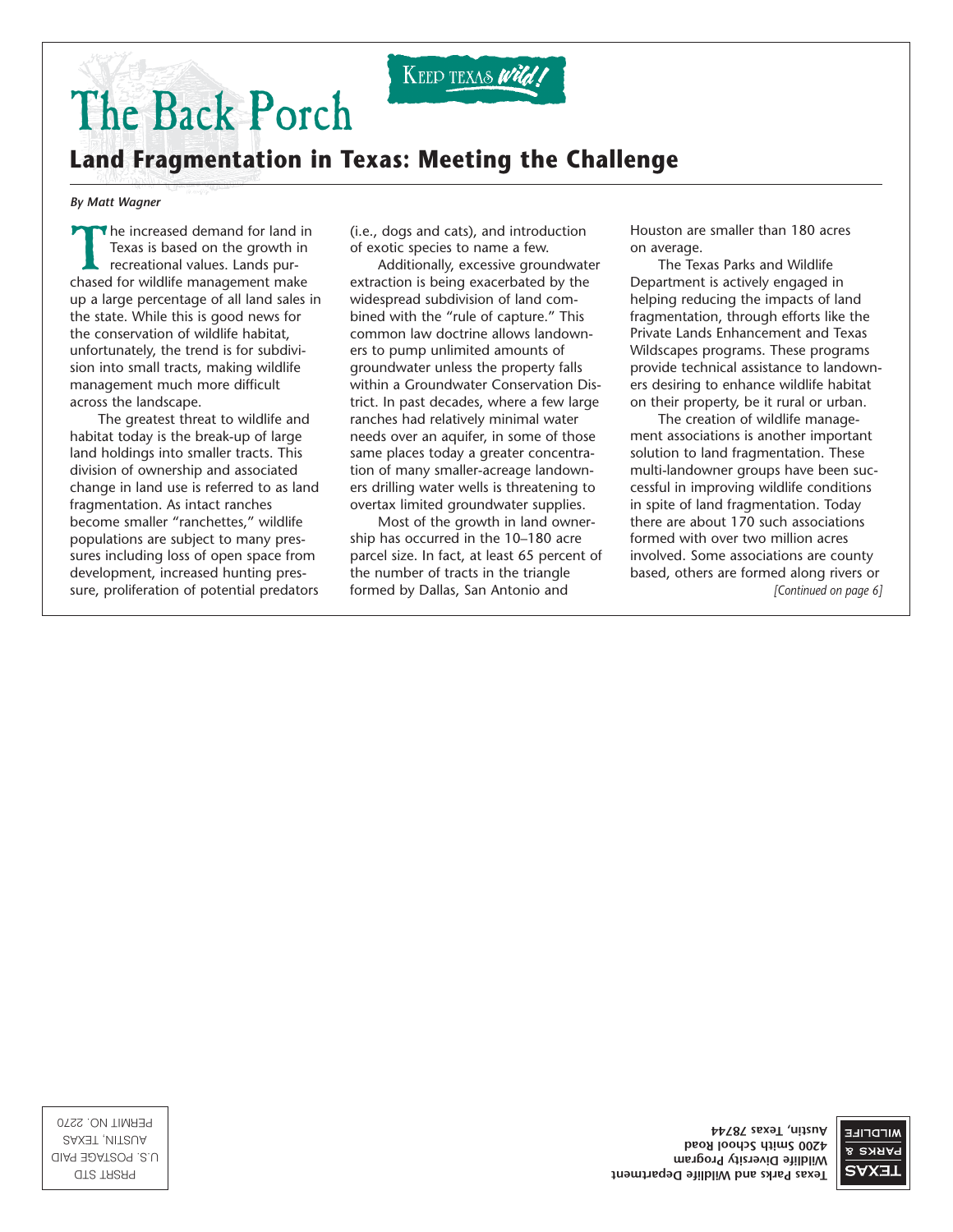# The Back Porch

KEEP TEXAS *Wild!*

## Land Fragmentation in Texas: Meeting the Challenge

*By Matt Wagner*

The increased demand for land in Texas is based on the growth in recreational values. Lands purchased for wildlife management make up a large percentage of all land sales in the state. While this is good news for the conservation of wildlife habitat, unfortunately, the trend is for subdivision into small tracts, making wildlife management much more difficult across the landscape.

The greatest threat to wildlife and habitat today is the break-up of large land holdings into smaller tracts. This division of ownership and associated change in land use is referred to as land fragmentation. As intact ranches become smaller "ranchettes," wildlife populations are subject to many pressures including loss of open space from development, increased hunting pressure, proliferation of potential predators (i.e., dogs and cats), and introduction of exotic species to name a few.

Additionally, excessive groundwater extraction is being exacerbated by the widespread subdivision of land combined with the "rule of capture." This common law doctrine allows landowners to pump unlimited amounts of groundwater unless the property falls within a Groundwater Conservation District. In past decades, where a few large ranches had relatively minimal water needs over an aquifer, in some of those same places today a greater concentration of many smaller-acreage landowners drilling water wells is threatening to overtax limited groundwater supplies.

Most of the growth in land ownership has occurred in the 10–180 acre parcel size. In fact, at least 65 percent of the number of tracts in the triangle formed by Dallas, San Antonio and Houston are smaller than 180 acres on average.

The Texas Parks and Wildlife Department is actively engaged in helping reducing the impacts of land fragmentation, through efforts like the Private Lands Enhancement and Texas Wildscapes programs. These programs provide technical assistance to landowners desiring to enhance wildlife habitat on their property, be it rural or urban.

The creation of wildlife management associations is another important solution to land fragmentation. These multi-landowner groups have been successful in improving wildlife conditions in spite of land fragmentation. Today there are about 170 such associations formed with over two million acres involved. Some associations are county based, others are formed along rivers or

*[Continued on page 6]*

TEXAS PARKS & WILDLIFE

**Texas Parks and Wildlife Department**
**Wildlife Diversity Program**
**4200 Smith School Road**
**Austin, Texas 78744**

PRSRT STD
U.S. POSTAGE PAID
AUSTIN, TEXAS
PERMIT NO. 2270